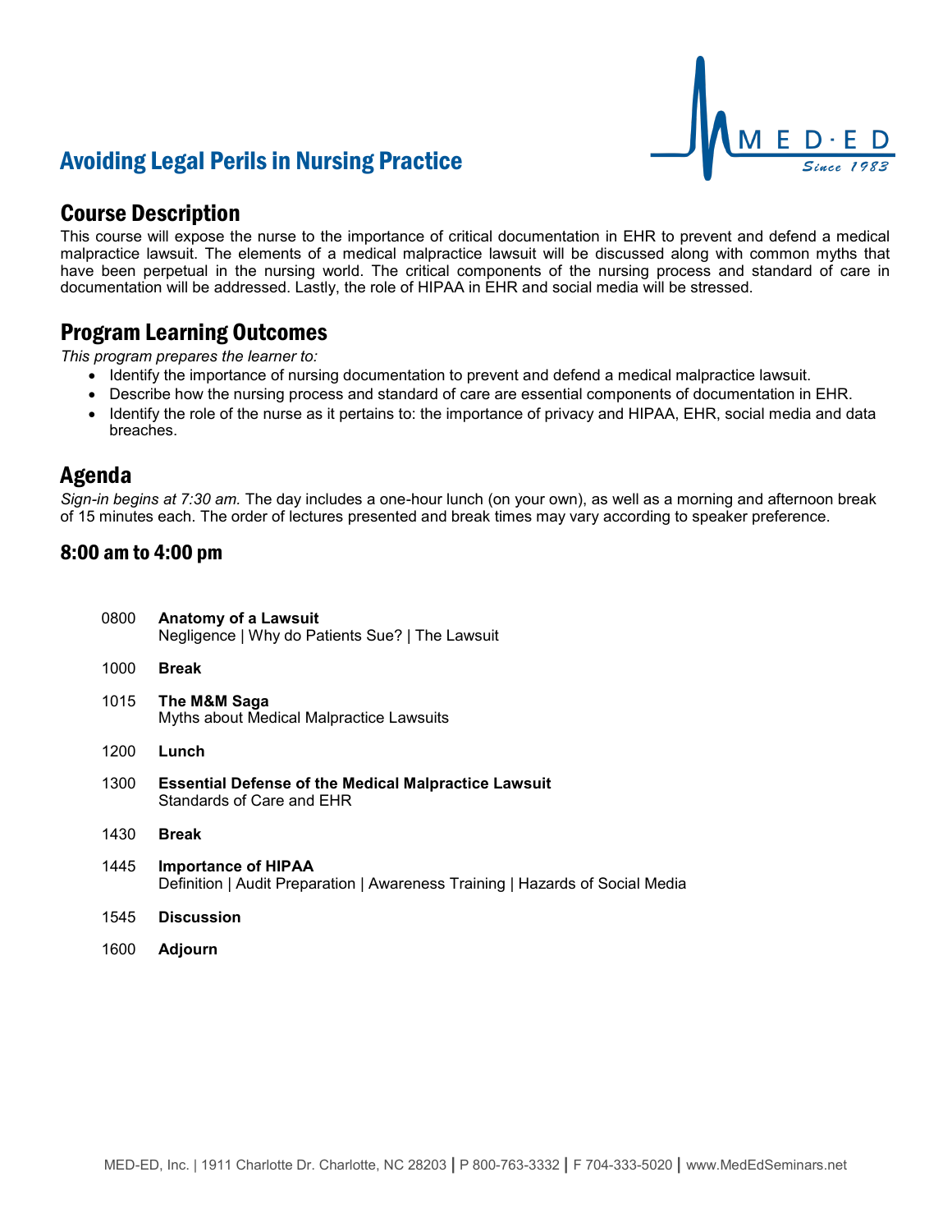# Avoiding Legal Perils in Nursing Practice

## Course Description

This course will expose the nurse to the importance of critical documentation in EHR to prevent and defend a medical malpractice lawsuit. The elements of a medical malpractice lawsuit will be discussed along with common myths that have been perpetual in the nursing world. The critical components of the nursing process and standard of care in documentation will be addressed. Lastly, the role of HIPAA in EHR and social media will be stressed.

## Program Learning Outcomes

*This program prepares the learner to:*

- Identify the importance of nursing documentation to prevent and defend a medical malpractice lawsuit.
- Describe how the nursing process and standard of care are essential components of documentation in EHR.
- Identify the role of the nurse as it pertains to: the importance of privacy and HIPAA, EHR, social media and data breaches.

## Agenda

*Sign-in begins at 7:30 am.* The day includes a one-hour lunch (on your own), as well as a morning and afternoon break of 15 minutes each. The order of lectures presented and break times may vary according to speaker preference.

### 8:00 am to 4:00 pm

0800 **Anatomy of a Lawsuit**
Negligence | Why do Patients Sue? | The Lawsuit

1000 **Break**

1015 **The M&M Saga**
Myths about Medical Malpractice Lawsuits

1200 **Lunch**

1300 **Essential Defense of the Medical Malpractice Lawsuit**
Standards of Care and EHR

1430 **Break**

1445 **Importance of HIPAA**
Definition | Audit Preparation | Awareness Training | Hazards of Social Media

1545 **Discussion**

1600 **Adjourn**

MED-ED, Inc. | 1911 Charlotte Dr. Charlotte, NC 28203 | P 800-763-3332 | F 704-333-5020 | www.MedEdSeminars.net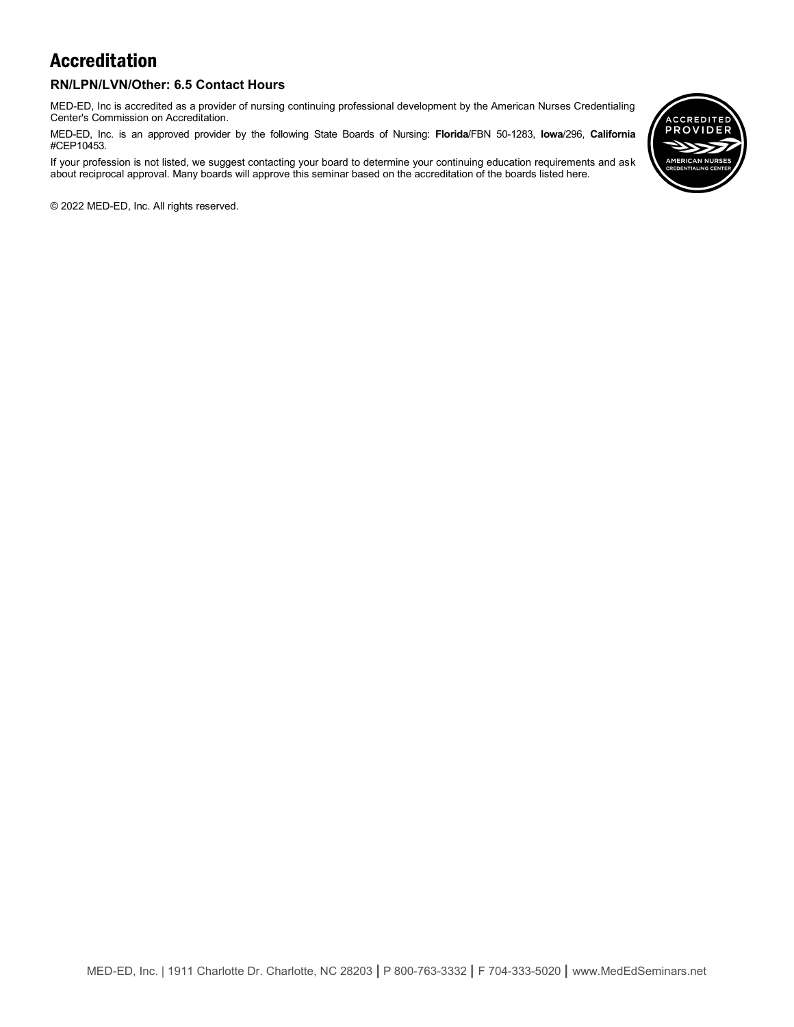# Accreditation

### RN/LPN/LVN/Other: 6.5 Contact Hours

MED-ED, Inc is accredited as a provider of nursing continuing professional development by the American Nurses Credentialing Center's Commission on Accreditation.

MED-ED, Inc. is an approved provider by the following State Boards of Nursing: **Florida**/FBN 50-1283, **Iowa**/296, **California** #CEP10453.

If your profession is not listed, we suggest contacting your board to determine your continuing education requirements and ask about reciprocal approval. Many boards will approve this seminar based on the accreditation of the boards listed here.

© 2022 MED-ED, Inc. All rights reserved.

MED-ED, Inc. | 1911 Charlotte Dr. Charlotte, NC 28203 | P 800-763-3332 | F 704-333-5020 | www.MedEdSeminars.net